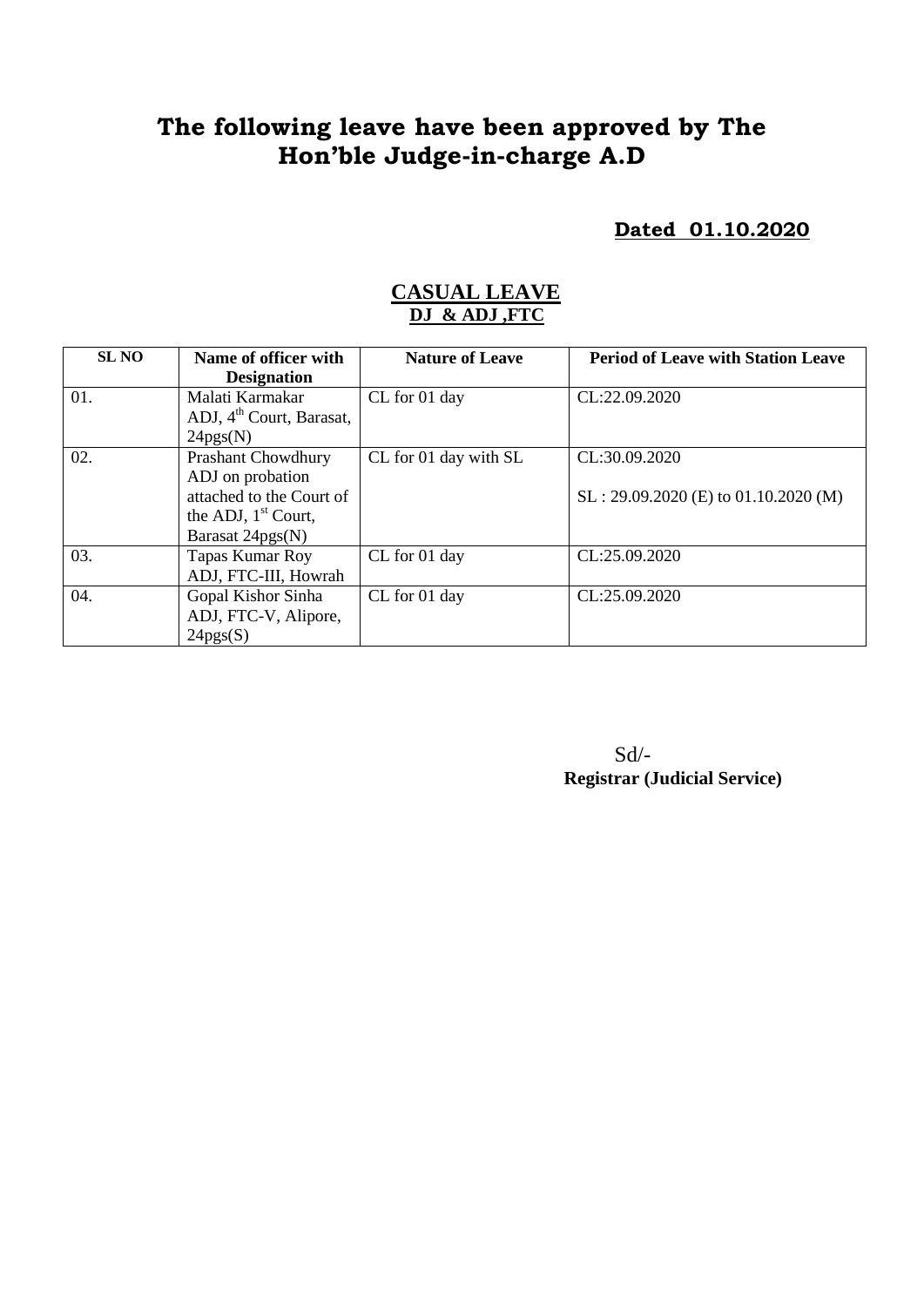# The following leave have been approved by The Hon'ble Judge-in-charge A.D

**Dated 01.10.2020**

## CASUAL LEAVE

### DJ & ADJ ,FTC

| SL NO | Name of officer with Designation | Nature of Leave | Period of Leave with Station Leave |
|---|---|---|---|
| 01. | Malati Karmakar ADJ, 4th Court, Barasat, 24pgs(N) | CL for 01 day | CL:22.09.2020 |
| 02. | Prashant Chowdhury ADJ on probation attached to the Court of the ADJ, 1st Court, Barasat 24pgs(N) | CL for 01 day with SL | CL:30.09.2020<br><br>SL : 29.09.2020 (E) to 01.10.2020 (M) |
| 03. | Tapas Kumar Roy ADJ, FTC-III, Howrah | CL for 01 day | CL:25.09.2020 |
| 04. | Gopal Kishor Sinha ADJ, FTC-V, Alipore, 24pgs(S) | CL for 01 day | CL:25.09.2020 |

Sd/-
**Registrar (Judicial Service)**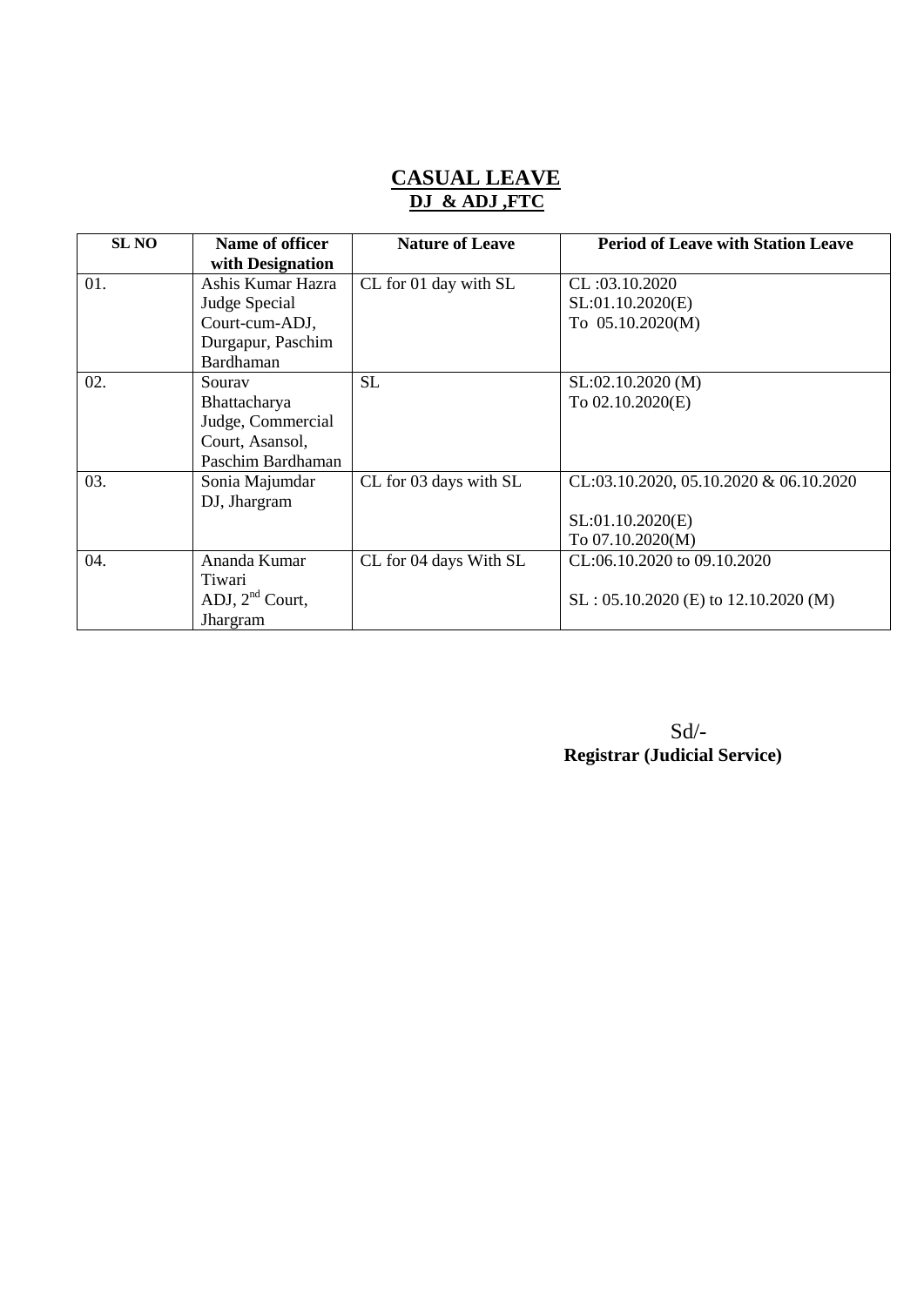# CASUAL LEAVE

## DJ & ADJ ,FTC

| SL NO | Name of officer with Designation | Nature of Leave | Period of Leave with Station Leave |
|---|---|---|---|
| 01. | Ashis Kumar Hazra Judge Special Court-cum-ADJ, Durgapur, Paschim Bardhaman | CL for 01 day with SL | CL :03.10.2020<br>SL:01.10.2020(E)<br>To 05.10.2020(M) |
| 02. | Sourav Bhattacharya Judge, Commercial Court, Asansol, Paschim Bardhaman | SL | SL:02.10.2020 (M)<br>To 02.10.2020(E) |
| 03. | Sonia Majumdar DJ, Jhargram | CL for 03 days with SL | CL:03.10.2020, 05.10.2020 & 06.10.2020<br><br>SL:01.10.2020(E)<br>To 07.10.2020(M) |
| 04. | Ananda Kumar Tiwari ADJ, 2nd Court, Jhargram | CL for 04 days With SL | CL:06.10.2020 to 09.10.2020<br><br>SL : 05.10.2020 (E) to 12.10.2020 (M) |

Sd/-
**Registrar (Judicial Service)**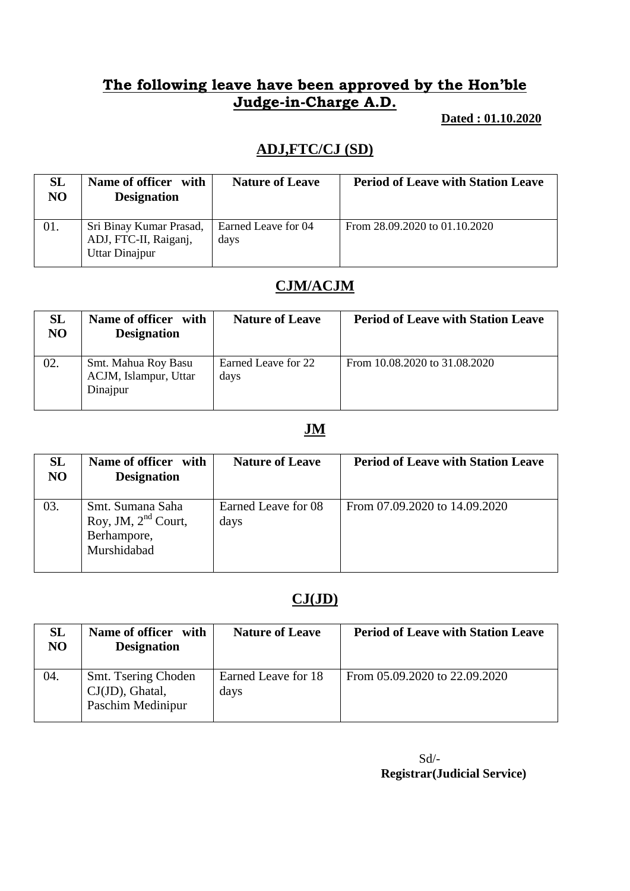# The following leave have been approved by the Hon'ble Judge-in-Charge A.D.

**Dated : 01.10.2020**

## ADJ,FTC/CJ (SD)

| SL NO | Name of officer with Designation | Nature of Leave | Period of Leave with Station Leave |
|---|---|---|---|
| 01. | Sri Binay Kumar Prasad, ADJ, FTC-II, Raiganj, Uttar Dinajpur | Earned Leave for 04 days | From 28.09.2020 to 01.10.2020 |

## CJM/ACJM

| SL NO | Name of officer with Designation | Nature of Leave | Period of Leave with Station Leave |
|---|---|---|---|
| 02. | Smt. Mahua Roy Basu ACJM, Islampur, Uttar Dinajpur | Earned Leave for 22 days | From 10.08.2020 to 31.08.2020 |

## JM

| SL NO | Name of officer with Designation | Nature of Leave | Period of Leave with Station Leave |
|---|---|---|---|
| 03. | Smt. Sumana Saha Roy, JM, 2nd Court, Berhampore, Murshidabad | Earned Leave for 08 days | From 07.09.2020 to 14.09.2020 |

## CJ(JD)

| SL NO | Name of officer with Designation | Nature of Leave | Period of Leave with Station Leave |
|---|---|---|---|
| 04. | Smt. Tsering Choden CJ(JD), Ghatal, Paschim Medinipur | Earned Leave for 18 days | From 05.09.2020 to 22.09.2020 |

Sd/-
**Registrar(Judicial Service)**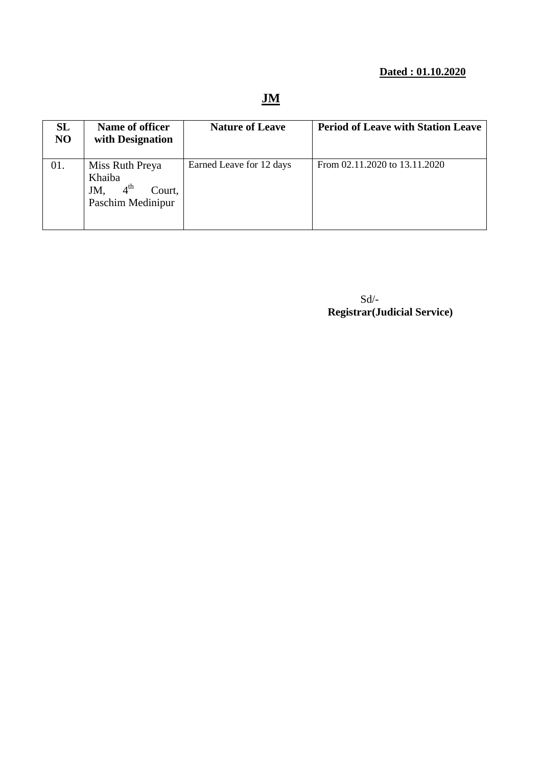**Dated : 01.10.2020**

## JM

| SL NO | Name of officer with Designation | Nature of Leave | Period of Leave with Station Leave |
|---|---|---|---|
| 01. | Miss Ruth Preya Khaiba JM, 4th Court, Paschim Medinipur | Earned Leave for 12 days | From 02.11.2020 to 13.11.2020 |

Sd/-
**Registrar(Judicial Service)**